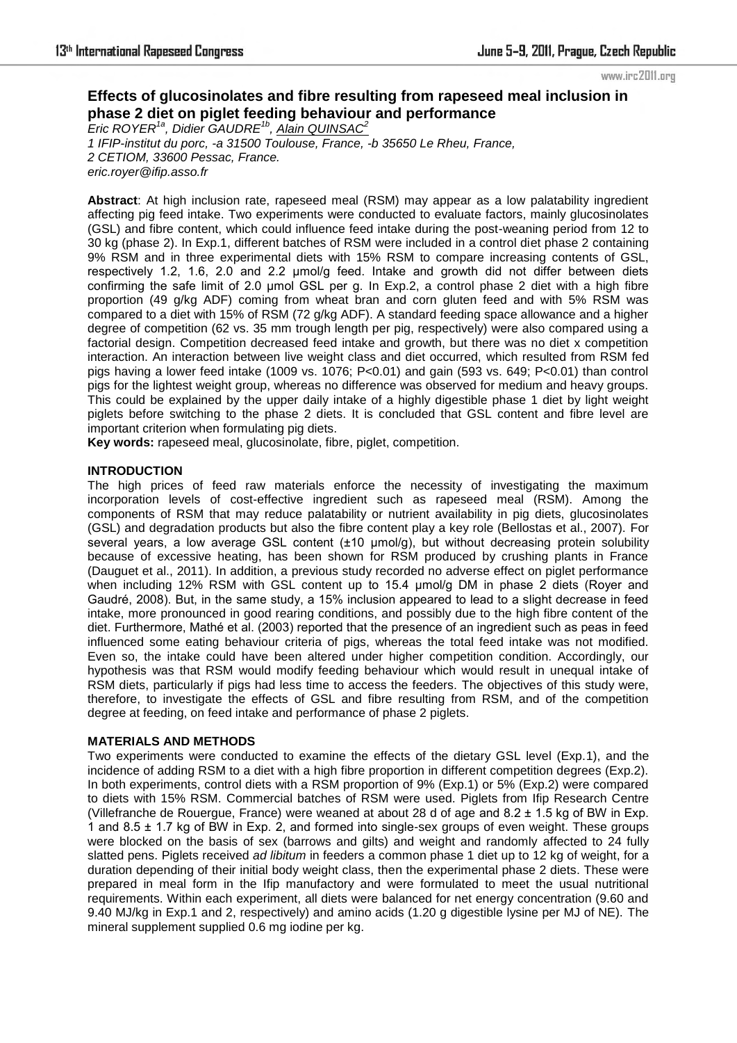# Effects of glucosinolates and fibre resulting from rapeseed meal inclusion in phase 2 diet on piglet feeding behaviour and performance

*Eric ROYER[1a], Didier GAUDRE[1b], Alain QUINSAC[2]*

1 IFIP-institut du porc, -a 31500 Toulouse, France, -b 35650 Le Rheu, France,
2 CETIOM, 33600 Pessac, France.
eric.royer@ifip.asso.fr

**Abstract**: At high inclusion rate, rapeseed meal (RSM) may appear as a low palatability ingredient affecting pig feed intake. Two experiments were conducted to evaluate factors, mainly glucosinolates (GSL) and fibre content, which could influence feed intake during the post-weaning period from 12 to 30 kg (phase 2). In Exp.1, different batches of RSM were included in a control diet phase 2 containing 9% RSM and in three experimental diets with 15% RSM to compare increasing contents of GSL, respectively 1.2, 1.6, 2.0 and 2.2 µmol/g feed. Intake and growth did not differ between diets confirming the safe limit of 2.0 µmol GSL per g. In Exp.2, a control phase 2 diet with a high fibre proportion (49 g/kg ADF) coming from wheat bran and corn gluten feed and with 5% RSM was compared to a diet with 15% of RSM (72 g/kg ADF). A standard feeding space allowance and a higher degree of competition (62 vs. 35 mm trough length per pig, respectively) were also compared using a factorial design. Competition decreased feed intake and growth, but there was no diet x competition interaction. An interaction between live weight class and diet occurred, which resulted from RSM fed pigs having a lower feed intake (1009 vs. 1076; $P<0.01$) and gain (593 vs. 649; $P<0.01$) than control pigs for the lightest weight group, whereas no difference was observed for medium and heavy groups. This could be explained by the upper daily intake of a highly digestible phase 1 diet by light weight piglets before switching to the phase 2 diets. It is concluded that GSL content and fibre level are important criterion when formulating pig diets.

**Key words:** rapeseed meal, glucosinolate, fibre, piglet, competition.

## INTRODUCTION

The high prices of feed raw materials enforce the necessity of investigating the maximum incorporation levels of cost-effective ingredient such as rapeseed meal (RSM). Among the components of RSM that may reduce palatability or nutrient availability in pig diets, glucosinolates (GSL) and degradation products but also the fibre content play a key role (Bellostas et al., 2007). For several years, a low average GSL content (±10 µmol/g), but without decreasing protein solubility because of excessive heating, has been shown for RSM produced by crushing plants in France (Dauguet et al., 2011). In addition, a previous study recorded no adverse effect on piglet performance when including 12% RSM with GSL content up to 15.4 µmol/g DM in phase 2 diets (Royer and Gaudré, 2008). But, in the same study, a 15% inclusion appeared to lead to a slight decrease in feed intake, more pronounced in good rearing conditions, and possibly due to the high fibre content of the diet. Furthermore, Mathé et al. (2003) reported that the presence of an ingredient such as peas in feed influenced some eating behaviour criteria of pigs, whereas the total feed intake was not modified. Even so, the intake could have been altered under higher competition condition. Accordingly, our hypothesis was that RSM would modify feeding behaviour which would result in unequal intake of RSM diets, particularly if pigs had less time to access the feeders. The objectives of this study were, therefore, to investigate the effects of GSL and fibre resulting from RSM, and of the competition degree at feeding, on feed intake and performance of phase 2 piglets.

## MATERIALS AND METHODS

Two experiments were conducted to examine the effects of the dietary GSL level (Exp.1), and the incidence of adding RSM to a diet with a high fibre proportion in different competition degrees (Exp.2). In both experiments, control diets with a RSM proportion of 9% (Exp.1) or 5% (Exp.2) were compared to diets with 15% RSM. Commercial batches of RSM were used. Piglets from Ifip Research Centre (Villefranche de Rouergue, France) were weaned at about 28 d of age and 8.2 ± 1.5 kg of BW in Exp. 1 and 8.5 ± 1.7 kg of BW in Exp. 2, and formed into single-sex groups of even weight. These groups were blocked on the basis of sex (barrows and gilts) and weight and randomly affected to 24 fully slatted pens. Piglets received *ad libitum* in feeders a common phase 1 diet up to 12 kg of weight, for a duration depending of their initial body weight class, then the experimental phase 2 diets. These were prepared in meal form in the Ifip manufactory and were formulated to meet the usual nutritional requirements. Within each experiment, all diets were balanced for net energy concentration (9.60 and 9.40 MJ/kg in Exp.1 and 2, respectively) and amino acids (1.20 g digestible lysine per MJ of NE). The mineral supplement supplied 0.6 mg iodine per kg.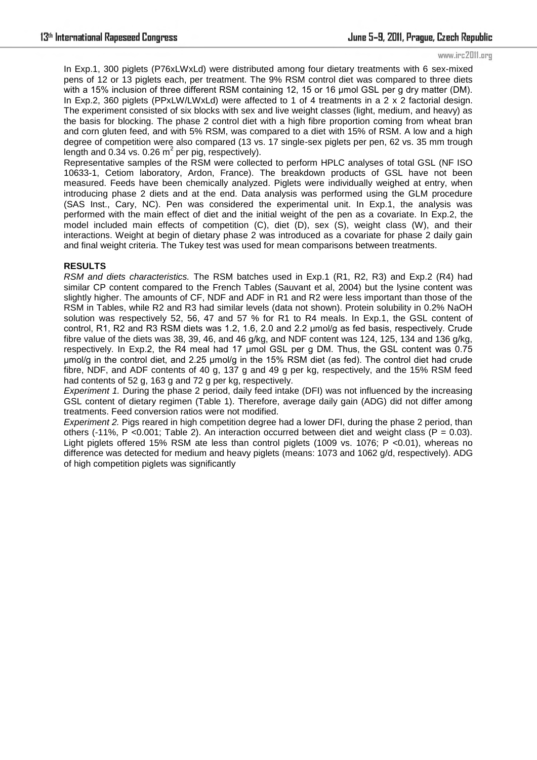In Exp.1, 300 piglets (P76xLWxLd) were distributed among four dietary treatments with 6 sex-mixed pens of 12 or 13 piglets each, per treatment. The 9% RSM control diet was compared to three diets with a 15% inclusion of three different RSM containing 12, 15 or 16 µmol GSL per g dry matter (DM). In Exp.2, 360 piglets (PPxLW/LWxLd) were affected to 1 of 4 treatments in a 2 x 2 factorial design. The experiment consisted of six blocks with sex and live weight classes (light, medium, and heavy) as the basis for blocking. The phase 2 control diet with a high fibre proportion coming from wheat bran and corn gluten feed, and with 5% RSM, was compared to a diet with 15% of RSM. A low and a high degree of competition were also compared (13 vs. 17 single-sex piglets per pen, 62 vs. 35 mm trough length and 0.34 vs. 0.26 $m^2$ per pig, respectively).

Representative samples of the RSM were collected to perform HPLC analyses of total GSL (NF ISO 10633-1, Cetiom laboratory, Ardon, France). The breakdown products of GSL have not been measured. Feeds have been chemically analyzed. Piglets were individually weighed at entry, when introducing phase 2 diets and at the end. Data analysis was performed using the GLM procedure (SAS Inst., Cary, NC). Pen was considered the experimental unit. In Exp.1, the analysis was performed with the main effect of diet and the initial weight of the pen as a covariate. In Exp.2, the model included main effects of competition (C), diet (D), sex (S), weight class (W), and their interactions. Weight at begin of dietary phase 2 was introduced as a covariate for phase 2 daily gain and final weight criteria. The Tukey test was used for mean comparisons between treatments.

## RESULTS

*RSM and diets characteristics.* The RSM batches used in Exp.1 (R1, R2, R3) and Exp.2 (R4) had similar CP content compared to the French Tables (Sauvant et al, 2004) but the lysine content was slightly higher. The amounts of CF, NDF and ADF in R1 and R2 were less important than those of the RSM in Tables, while R2 and R3 had similar levels (data not shown). Protein solubility in 0.2% NaOH solution was respectively 52, 56, 47 and 57 % for R1 to R4 meals. In Exp.1, the GSL content of control, R1, R2 and R3 RSM diets was 1.2, 1.6, 2.0 and 2.2 µmol/g as fed basis, respectively. Crude fibre value of the diets was 38, 39, 46, and 46 g/kg, and NDF content was 124, 125, 134 and 136 g/kg, respectively. In Exp.2, the R4 meal had 17 µmol GSL per g DM. Thus, the GSL content was 0.75 µmol/g in the control diet, and 2.25 µmol/g in the 15% RSM diet (as fed). The control diet had crude fibre, NDF, and ADF contents of 40 g, 137 g and 49 g per kg, respectively, and the 15% RSM feed had contents of 52 g, 163 g and 72 g per kg, respectively.

*Experiment 1.* During the phase 2 period, daily feed intake (DFI) was not influenced by the increasing GSL content of dietary regimen (Table 1). Therefore, average daily gain (ADG) did not differ among treatments. Feed conversion ratios were not modified.

*Experiment 2.* Pigs reared in high competition degree had a lower DFI, during the phase 2 period, than others (-11%, $P < 0.001$; Table 2). An interaction occurred between diet and weight class ($P = 0.03$). Light piglets offered 15% RSM ate less than control piglets (1009 vs. 1076; $P < 0.01$), whereas no difference was detected for medium and heavy piglets (means: 1073 and 1062 g/d, respectively). ADG of high competition piglets was significantly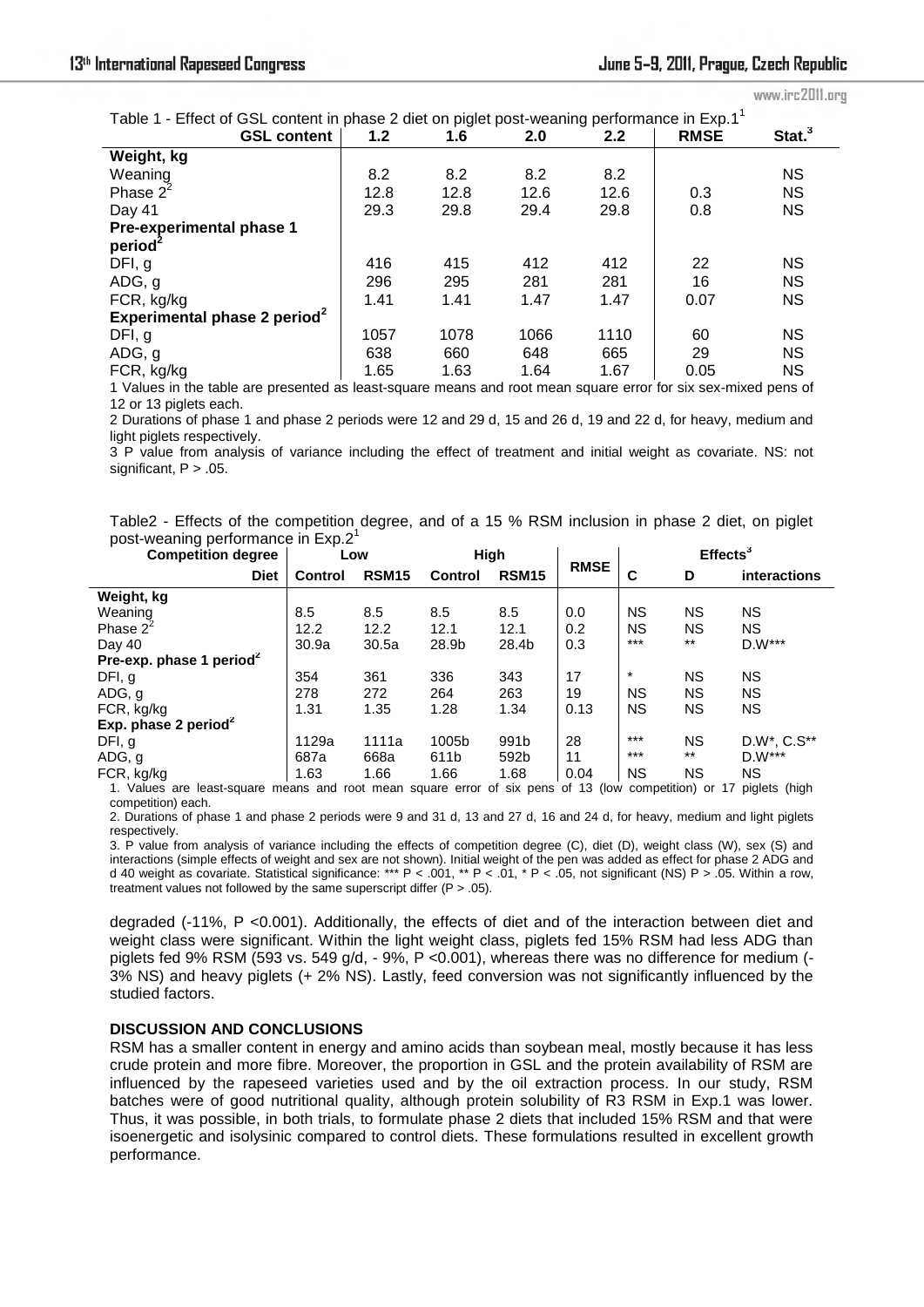Table 1 - Effect of GSL content in phase 2 diet on piglet post-weaning performance in Exp.1[1]

| GSL content | 1.2 | 1.6 | 2.0 | 2.2 | RMSE | Stat.[3] |
|---|---|---|---|---|---|---|
| **Weight, kg** | | | | | | |
| Weaning | 8.2 | 8.2 | 8.2 | 8.2 | | NS |
| Phase 2[2] | 12.8 | 12.8 | 12.6 | 12.6 | 0.3 | NS |
| Day 41 | 29.3 | 29.8 | 29.4 | 29.8 | 0.8 | NS |
| **Pre-experimental phase 1 period[2]** | | | | | | |
| DFI, g | 416 | 415 | 412 | 412 | 22 | NS |
| ADG, g | 296 | 295 | 281 | 281 | 16 | NS |
| FCR, kg/kg | 1.41 | 1.41 | 1.47 | 1.47 | 0.07 | NS |
| **Experimental phase 2 period[2]** | | | | | | |
| DFI, g | 1057 | 1078 | 1066 | 1110 | 60 | NS |
| ADG, g | 638 | 660 | 648 | 665 | 29 | NS |
| FCR, kg/kg | 1.65 | 1.63 | 1.64 | 1.67 | 0.05 | NS |

1 Values in the table are presented as least-square means and root mean square error for six sex-mixed pens of 12 or 13 piglets each.

2 Durations of phase 1 and phase 2 periods were 12 and 29 d, 15 and 26 d, 19 and 22 d, for heavy, medium and light piglets respectively.

3 P value from analysis of variance including the effect of treatment and initial weight as covariate. NS: not significant, P > .05.

Table2 - Effects of the competition degree, and of a 15 % RSM inclusion in phase 2 diet, on piglet post-weaning performance in Exp.2[1]

| Competition degree | Low | | High | | RMSE | Effects[3] | | |
|---|---|---|---|---|---|---|---|---|
| Diet | Control | RSM15 | Control | RSM15 | | C | D | interactions |
| **Weight, kg** | | | | | | | | |
| Weaning | 8.5 | 8.5 | 8.5 | 8.5 | 0.0 | NS | NS | NS |
| Phase 2[2] | 12.2 | 12.2 | 12.1 | 12.1 | 0.2 | NS | NS | NS |
| Day 40 | 30.9a | 30.5a | 28.9b | 28.4b | 0.3 | *** | ** | D.W*** |
| **Pre-exp. phase 1 period[2]** | | | | | | | | |
| DFI, g | 354 | 361 | 336 | 343 | 17 | * | NS | NS |
| ADG, g | 278 | 272 | 264 | 263 | 19 | NS | NS | NS |
| FCR, kg/kg | 1.31 | 1.35 | 1.28 | 1.34 | 0.13 | NS | NS | NS |
| **Exp. phase 2 period[2]** | | | | | | | | |
| DFI, g | 1129a | 1111a | 1005b | 991b | 28 | *** | NS | D.W*, C.S** |
| ADG, g | 687a | 668a | 611b | 592b | 11 | *** | ** | D.W*** |
| FCR, kg/kg | 1.63 | 1.66 | 1.66 | 1.68 | 0.04 | NS | NS | NS |

1. Values are least-square means and root mean square error of six pens of 13 (low competition) or 17 piglets (high competition) each.

2. Durations of phase 1 and phase 2 periods were 9 and 31 d, 13 and 27 d, 16 and 24 d, for heavy, medium and light piglets respectively.

3. P value from analysis of variance including the effects of competition degree (C), diet (D), weight class (W), sex (S) and interactions (simple effects of weight and sex are not shown). Initial weight of the pen was added as effect for phase 2 ADG and d 40 weight as covariate. Statistical significance: *** P < .001, ** P < .01, * P < .05, not significant (NS) P > .05. Within a row, treatment values not followed by the same superscript differ (P > .05).

degraded (-11%, P <0.001). Additionally, the effects of diet and of the interaction between diet and weight class were significant. Within the light weight class, piglets fed 15% RSM had less ADG than piglets fed 9% RSM (593 vs. 549 g/d, - 9%, P <0.001), whereas there was no difference for medium (-3% NS) and heavy piglets (+ 2% NS). Lastly, feed conversion was not significantly influenced by the studied factors.

## DISCUSSION AND CONCLUSIONS

RSM has a smaller content in energy and amino acids than soybean meal, mostly because it has less crude protein and more fibre. Moreover, the proportion in GSL and the protein availability of RSM are influenced by the rapeseed varieties used and by the oil extraction process. In our study, RSM batches were of good nutritional quality, although protein solubility of R3 RSM in Exp.1 was lower. Thus, it was possible, in both trials, to formulate phase 2 diets that included 15% RSM and that were isoenergetic and isolysinic compared to control diets. These formulations resulted in excellent growth performance.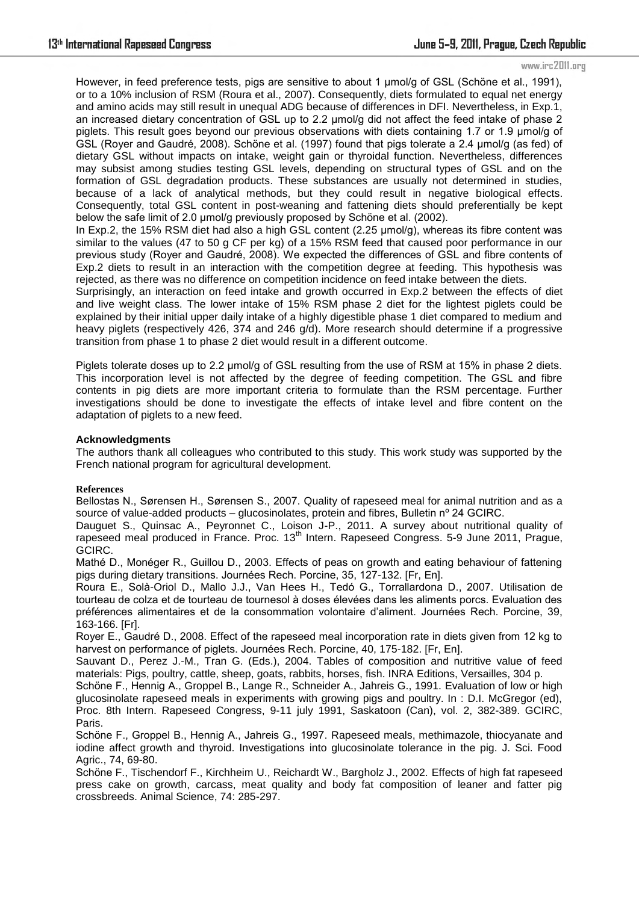However, in feed preference tests, pigs are sensitive to about 1 µmol/g of GSL (Schöne et al., 1991), or to a 10% inclusion of RSM (Roura et al., 2007). Consequently, diets formulated to equal net energy and amino acids may still result in unequal ADG because of differences in DFI. Nevertheless, in Exp.1, an increased dietary concentration of GSL up to 2.2 µmol/g did not affect the feed intake of phase 2 piglets. This result goes beyond our previous observations with diets containing 1.7 or 1.9 µmol/g of GSL (Royer and Gaudré, 2008). Schöne et al. (1997) found that pigs tolerate a 2.4 µmol/g (as fed) of dietary GSL without impacts on intake, weight gain or thyroidal function. Nevertheless, differences may subsist among studies testing GSL levels, depending on structural types of GSL and on the formation of GSL degradation products. These substances are usually not determined in studies, because of a lack of analytical methods, but they could result in negative biological effects. Consequently, total GSL content in post-weaning and fattening diets should preferentially be kept below the safe limit of 2.0 µmol/g previously proposed by Schöne et al. (2002).

In Exp.2, the 15% RSM diet had also a high GSL content (2.25 µmol/g), whereas its fibre content was similar to the values (47 to 50 g CF per kg) of a 15% RSM feed that caused poor performance in our previous study (Royer and Gaudré, 2008). We expected the differences of GSL and fibre contents of Exp.2 diets to result in an interaction with the competition degree at feeding. This hypothesis was rejected, as there was no difference on competition incidence on feed intake between the diets.

Surprisingly, an interaction on feed intake and growth occurred in Exp.2 between the effects of diet and live weight class. The lower intake of 15% RSM phase 2 diet for the lightest piglets could be explained by their initial upper daily intake of a highly digestible phase 1 diet compared to medium and heavy piglets (respectively 426, 374 and 246 g/d). More research should determine if a progressive transition from phase 1 to phase 2 diet would result in a different outcome.

Piglets tolerate doses up to 2.2 µmol/g of GSL resulting from the use of RSM at 15% in phase 2 diets. This incorporation level is not affected by the degree of feeding competition. The GSL and fibre contents in pig diets are more important criteria to formulate than the RSM percentage. Further investigations should be done to investigate the effects of intake level and fibre content on the adaptation of piglets to a new feed.

**Acknowledgments**

The authors thank all colleagues who contributed to this study. This work study was supported by the French national program for agricultural development.

**References**

Bellostas N., Sørensen H., Sørensen S., 2007. Quality of rapeseed meal for animal nutrition and as a source of value-added products – glucosinolates, protein and fibres, Bulletin nº 24 GCIRC.

Dauguet S., Quinsac A., Peyronnet C., Loison J-P., 2011. A survey about nutritional quality of rapeseed meal produced in France. Proc. 13th Intern. Rapeseed Congress. 5-9 June 2011, Prague, GCIRC.

Mathé D., Monéger R., Guillou D., 2003. Effects of peas on growth and eating behaviour of fattening pigs during dietary transitions. Journées Rech. Porcine, 35, 127-132. [Fr, En].

Roura E., Solà-Oriol D., Mallo J.J., Van Hees H., Tedó G., Torrallardona D., 2007. Utilisation de tourteau de colza et de tourteau de tournesol à doses élevées dans les aliments porcs. Evaluation des préférences alimentaires et de la consommation volontaire d'aliment. Journées Rech. Porcine, 39, 163-166. [Fr].

Royer E., Gaudré D., 2008. Effect of the rapeseed meal incorporation rate in diets given from 12 kg to harvest on performance of piglets. Journées Rech. Porcine, 40, 175-182. [Fr, En].

Sauvant D., Perez J.-M., Tran G. (Eds.), 2004. Tables of composition and nutritive value of feed materials: Pigs, poultry, cattle, sheep, goats, rabbits, horses, fish. INRA Editions, Versailles, 304 p.

Schöne F., Hennig A., Groppel B., Lange R., Schneider A., Jahreis G., 1991. Evaluation of low or high glucosinolate rapeseed meals in experiments with growing pigs and poultry. In : D.I. McGregor (ed), Proc. 8th Intern. Rapeseed Congress, 9-11 july 1991, Saskatoon (Can), vol. 2, 382-389. GCIRC, Paris.

Schöne F., Groppel B., Hennig A., Jahreis G., 1997. Rapeseed meals, methimazole, thiocyanate and iodine affect growth and thyroid. Investigations into glucosinolate tolerance in the pig. J. Sci. Food Agric., 74, 69-80.

Schöne F., Tischendorf F., Kirchheim U., Reichardt W., Bargholz J., 2002. Effects of high fat rapeseed press cake on growth, carcass, meat quality and body fat composition of leaner and fatter pig crossbreeds. Animal Science, 74: 285-297.